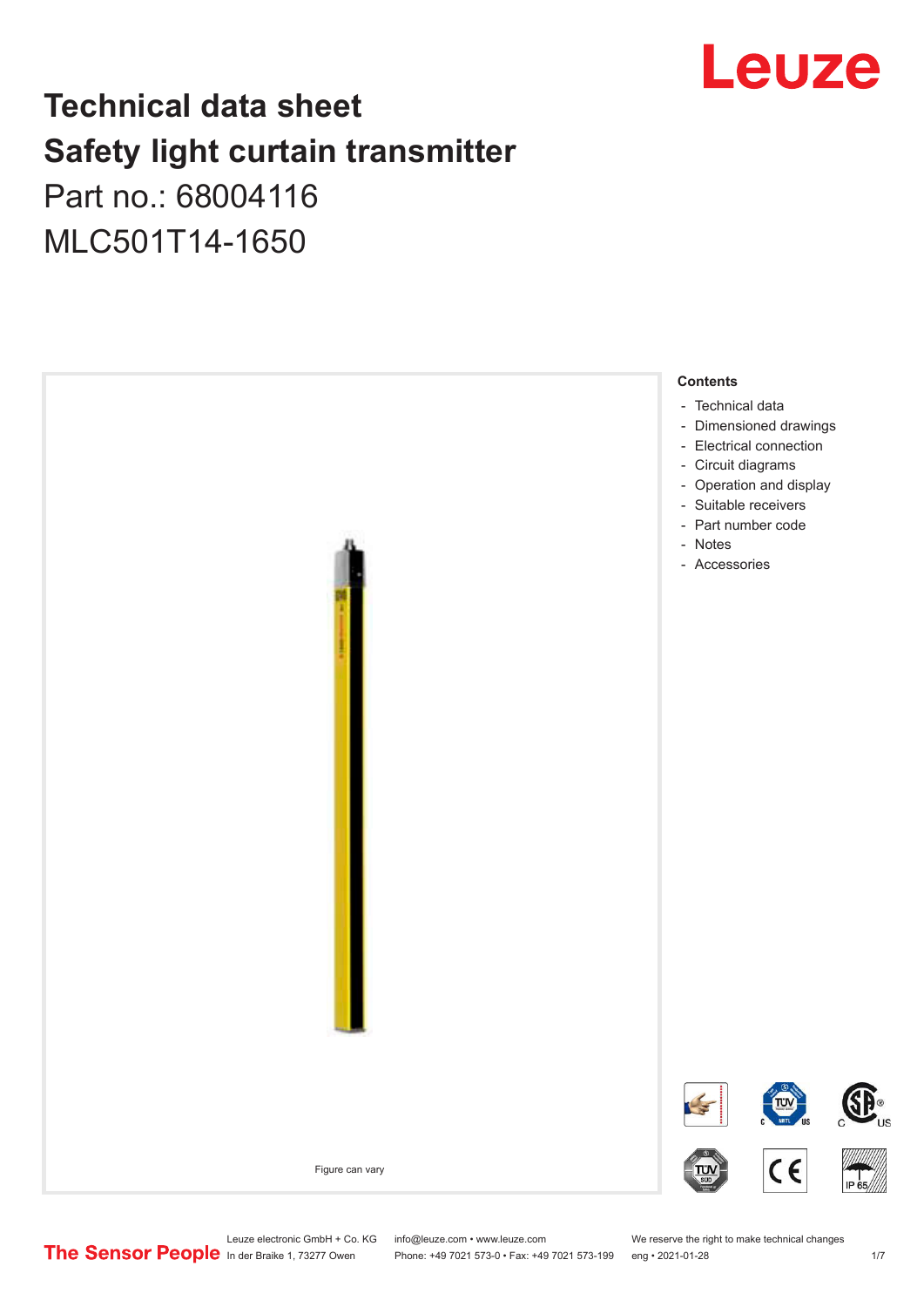# Technical data sheet
# Safety light curtain transmitter

Part no.: 68004116

MLC501T14-1650

Figure can vary

**Contents**

- Technical data
- Dimensioned drawings
- Electrical connection
- Circuit diagrams
- Operation and display
- Suitable receivers
- Part number code
- Notes
- Accessories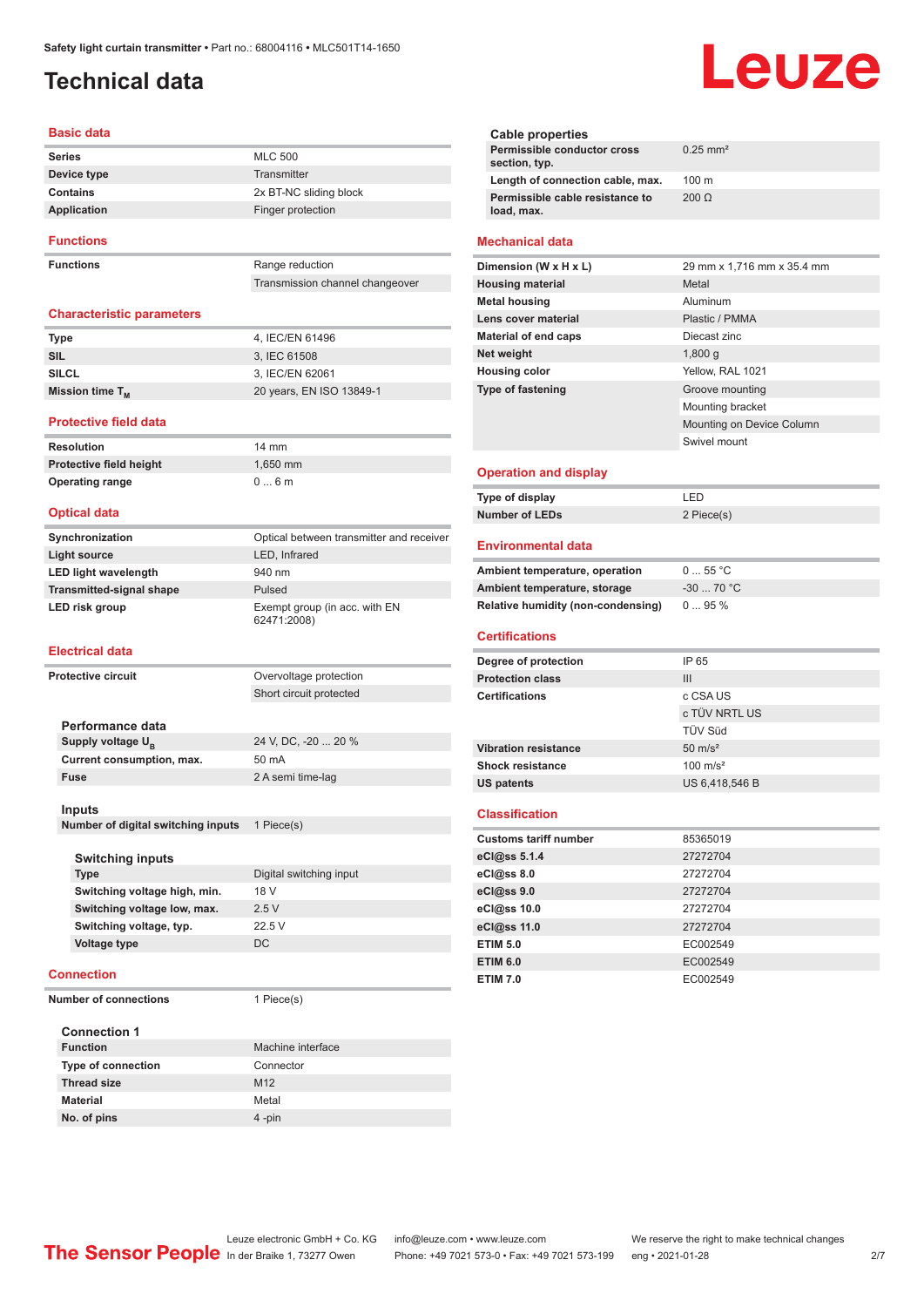# Technical data

## Basic data

| | |
|---|---|
| Series | MLC 500 |
| Device type | Transmitter |
| Contains | 2x BT-NC sliding block |
| Application | Finger protection |

## Functions

| | |
|---|---|
| Functions | Range reduction |
| | Transmission channel changeover |

## Characteristic parameters

| | |
|---|---|
| Type | 4, IEC/EN 61496 |
| SIL | 3, IEC 61508 |
| SILCL | 3, IEC/EN 62061 |
| Mission time $T_M$ | 20 years, EN ISO 13849-1 |

## Protective field data

| | |
|---|---|
| Resolution | 14 mm |
| Protective field height | 1,650 mm |
| Operating range | 0 ... 6 m |

## Optical data

| | |
|---|---|
| Synchronization | Optical between transmitter and receiver |
| Light source | LED, Infrared |
| LED light wavelength | 940 nm |
| Transmitted-signal shape | Pulsed |
| LED risk group | Exempt group (in acc. with EN 62471:2008) |

## Electrical data

| | |
|---|---|
| Protective circuit | Overvoltage protection |
| | Short circuit protected |

### Performance data

| | |
|---|---|
| Supply voltage $U_B$ | 24 V, DC, -20 ... 20 % |
| Current consumption, max. | 50 mA |
| Fuse | 2 A semi time-lag |

### Inputs

| | |
|---|---|
| Number of digital switching inputs | 1 Piece(s) |

#### Switching inputs

| | |
|---|---|
| Type | Digital switching input |
| Switching voltage high, min. | 18 V |
| Switching voltage low, max. | 2.5 V |
| Switching voltage, typ. | 22.5 V |
| Voltage type | DC |

## Connection

| | |
|---|---|
| Number of connections | 1 Piece(s) |

### Connection 1

| | |
|---|---|
| Function | Machine interface |
| Type of connection | Connector |
| Thread size | M12 |
| Material | Metal |
| No. of pins | 4 -pin |

### Cable properties

| | |
|---|---|
| Permissible conductor cross section, typ. | 0.25 mm² |
| Length of connection cable, max. | 100 m |
| Permissible cable resistance to load, max. | 200 Ω |

## Mechanical data

| | |
|---|---|
| Dimension (W x H x L) | 29 mm x 1,716 mm x 35.4 mm |
| Housing material | Metal |
| Metal housing | Aluminum |
| Lens cover material | Plastic / PMMA |
| Material of end caps | Diecast zinc |
| Net weight | 1,800 g |
| Housing color | Yellow, RAL 1021 |
| Type of fastening | Groove mounting |
| | Mounting bracket |
| | Mounting on Device Column |
| | Swivel mount |

## Operation and display

| | |
|---|---|
| Type of display | LED |
| Number of LEDs | 2 Piece(s) |

## Environmental data

| | |
|---|---|
| Ambient temperature, operation | 0 ... 55 °C |
| Ambient temperature, storage | -30 ... 70 °C |
| Relative humidity (non-condensing) | 0 ... 95 % |

## Certifications

| | |
|---|---|
| Degree of protection | IP 65 |
| Protection class | III |
| Certifications | c CSA US |
| | c TÜV NRTL US |
| | TÜV Süd |
| Vibration resistance | 50 m/s² |
| Shock resistance | 100 m/s² |
| US patents | US 6,418,546 B |

## Classification

| | |
|---|---|
| Customs tariff number | 85365019 |
| eCl@ss 5.1.4 | 27272704 |
| eCl@ss 8.0 | 27272704 |
| eCl@ss 9.0 | 27272704 |
| eCl@ss 10.0 | 27272704 |
| eCl@ss 11.0 | 27272704 |
| ETIM 5.0 | EC002549 |
| ETIM 6.0 | EC002549 |
| ETIM 7.0 | EC002549 |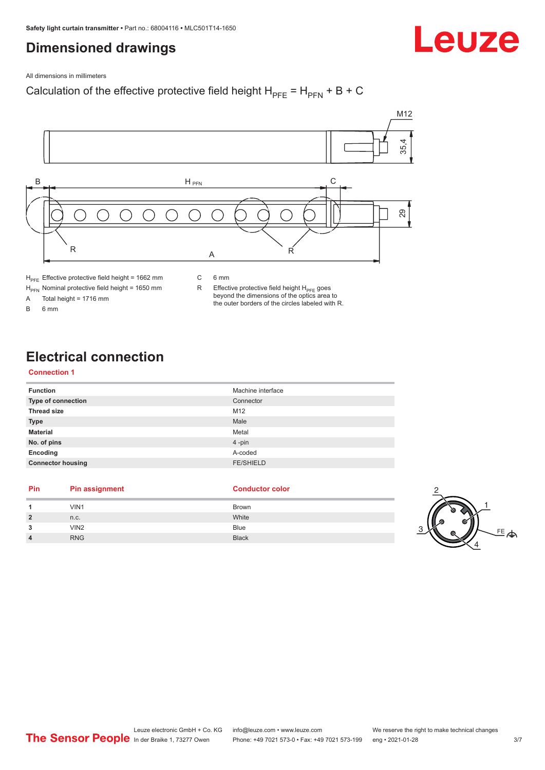# Dimensioned drawings

All dimensions in millimeters

Calculation of the effective protective field height $H_{PFE} = H_{PFN} + B + C$

$H_{PFE}$ Effective protective field height = 1662 mm

$H_{PFN}$ Nominal protective field height = 1650 mm

A Total height = 1716 mm

B 6 mm

C 6 mm

R Effective protective field height $H_{PFE}$ goes beyond the dimensions of the optics area to the outer borders of the circles labeled with R.

# Electrical connection

## Connection 1

| Function | Machine interface |
|---|---|
| Type of connection | Connector |
| Thread size | M12 |
| Type | Male |
| Material | Metal |
| No. of pins | 4 -pin |
| Encoding | A-coded |
| Connector housing | FE/SHIELD |

| Pin | Pin assignment | Conductor color |
|---|---|---|
| 1 | VIN1 | Brown |
| 2 | n.c. | White |
| 3 | VIN2 | Blue |
| 4 | RNG | Black |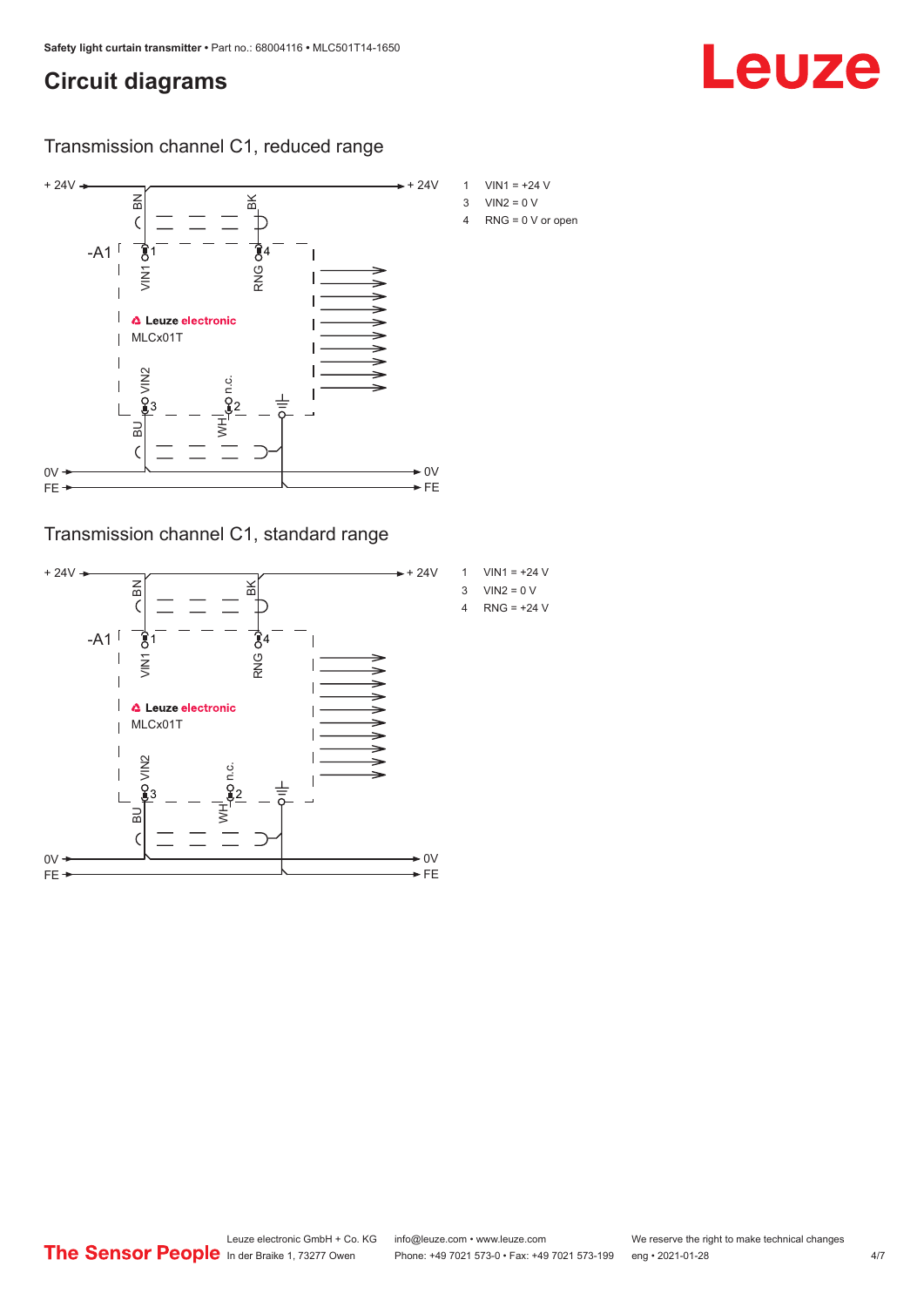## Circuit diagrams

### Transmission channel C1, reduced range

+ 24V — BN — BK — + 24V

-A1

VIN1 1 — RNG 4

Leuze electronic
MLCx01T

VIN2 3 — n.c. 2

BU — WH

0V — 0V
FE — FE

| | |
|---|---|
| 1 | VIN1 = +24 V |
| 3 | VIN2 = 0 V |
| 4 | RNG = 0 V or open |

### Transmission channel C1, standard range

+ 24V — BN — BK — + 24V

-A1

VIN1 1 — RNG 4

Leuze electronic
MLCx01T

VIN2 3 — n.c. 2

BU — WH

0V — 0V
FE — FE

| | |
|---|---|
| 1 | VIN1 = +24 V |
| 3 | VIN2 = 0 V |
| 4 | RNG = +24 V |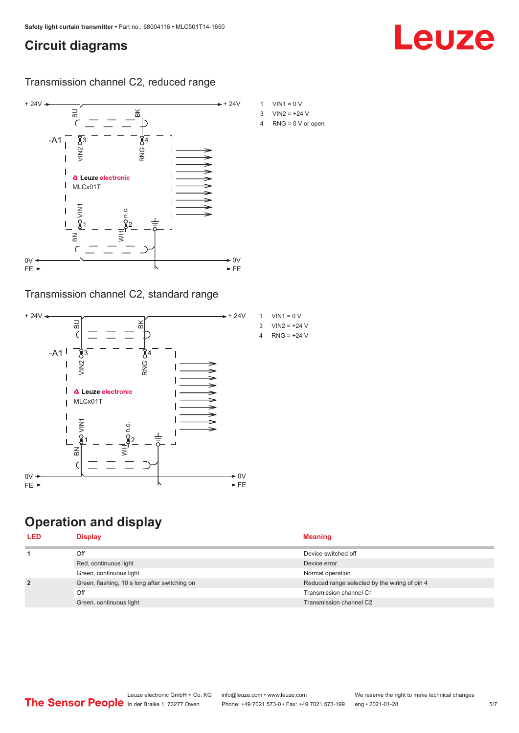# Circuit diagrams

## Transmission channel C2, reduced range

1 VIN1 = 0 V
3 VIN2 = +24 V
4 RNG = 0 V or open

## Transmission channel C2, standard range

1 VIN1 = 0 V
3 VIN2 = +24 V
4 RNG = +24 V

# Operation and display

| LED | Display | Meaning |
|---|---|---|
| 1 | Off | Device switched off |
| | Red, continuous light | Device error |
| | Green, continuous light | Normal operation |
| 2 | Green, flashing, 10 s long after switching on | Reduced range selected by the wiring of pin 4 |
| | Off | Transmission channel C1 |
| | Green, continuous light | Transmission channel C2 |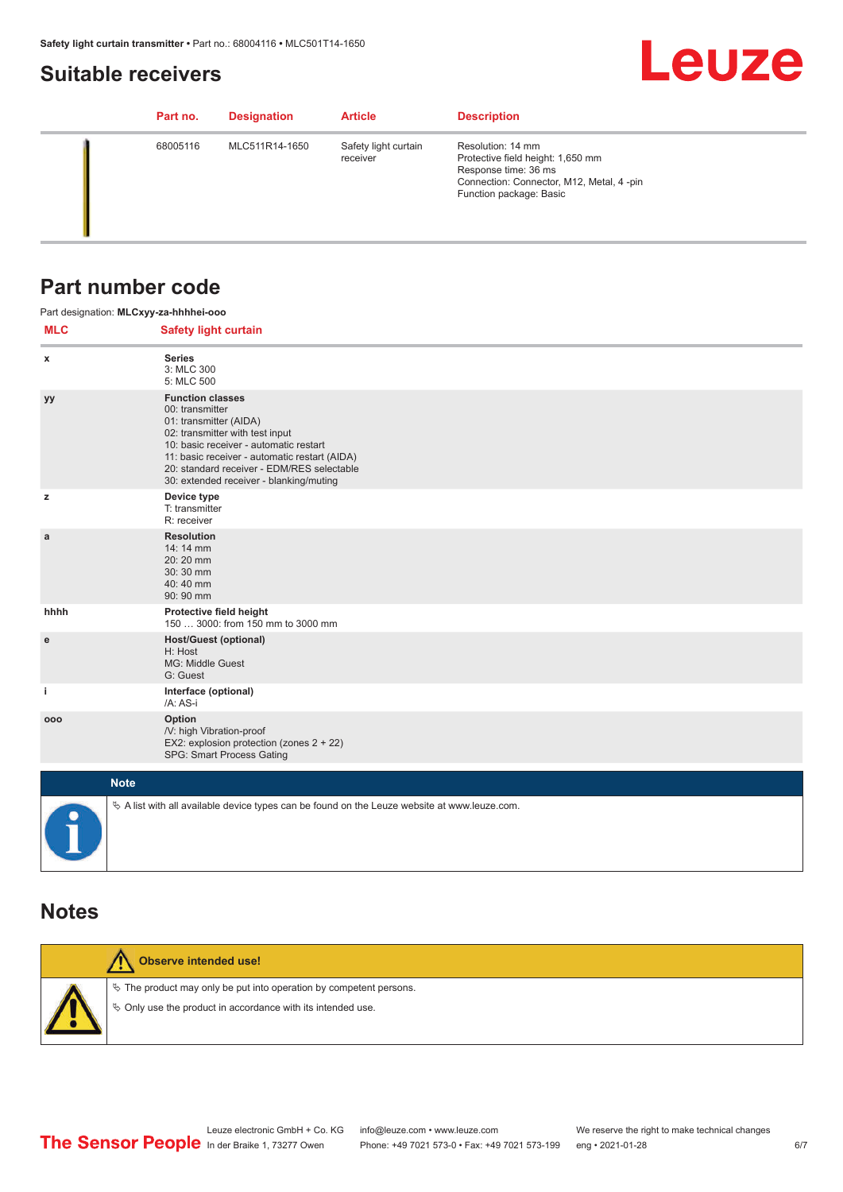## Suitable receivers

| Part no. | Designation | Article | Description |
|---|---|---|---|
| 68005116 | MLC511R14-1650 | Safety light curtain receiver | Resolution: 14 mm<br>Protective field height: 1,650 mm<br>Response time: 36 ms<br>Connection: Connector, M12, Metal, 4 -pin<br>Function package: Basic |

## Part number code

Part designation: **MLCxyy-za-hhhhei-ooo**

| MLC | Safety light curtain |
|---|---|
| x | **Series**<br>3: MLC 300<br>5: MLC 500 |
| yy | **Function classes**<br>00: transmitter<br>01: transmitter (AIDA)<br>02: transmitter with test input<br>10: basic receiver - automatic restart<br>11: basic receiver - automatic restart (AIDA)<br>20: standard receiver - EDM/RES selectable<br>30: extended receiver - blanking/muting |
| z | **Device type**<br>T: transmitter<br>R: receiver |
| a | **Resolution**<br>14: 14 mm<br>20: 20 mm<br>30: 30 mm<br>40: 40 mm<br>90: 90 mm |
| hhhh | **Protective field height**<br>150 … 3000: from 150 mm to 3000 mm |
| e | **Host/Guest (optional)**<br>H: Host<br>MG: Middle Guest<br>G: Guest |
| i | **Interface (optional)**<br>/A: AS-i |
| ooo | **Option**<br>/V: high Vibration-proof<br>EX2: explosion protection (zones 2 + 22)<br>SPG: Smart Process Gating |

**Note**

- A list with all available device types can be found on the Leuze website at www.leuze.com.

## Notes

**Observe intended use!**

- The product may only be put into operation by competent persons.
- Only use the product in accordance with its intended use.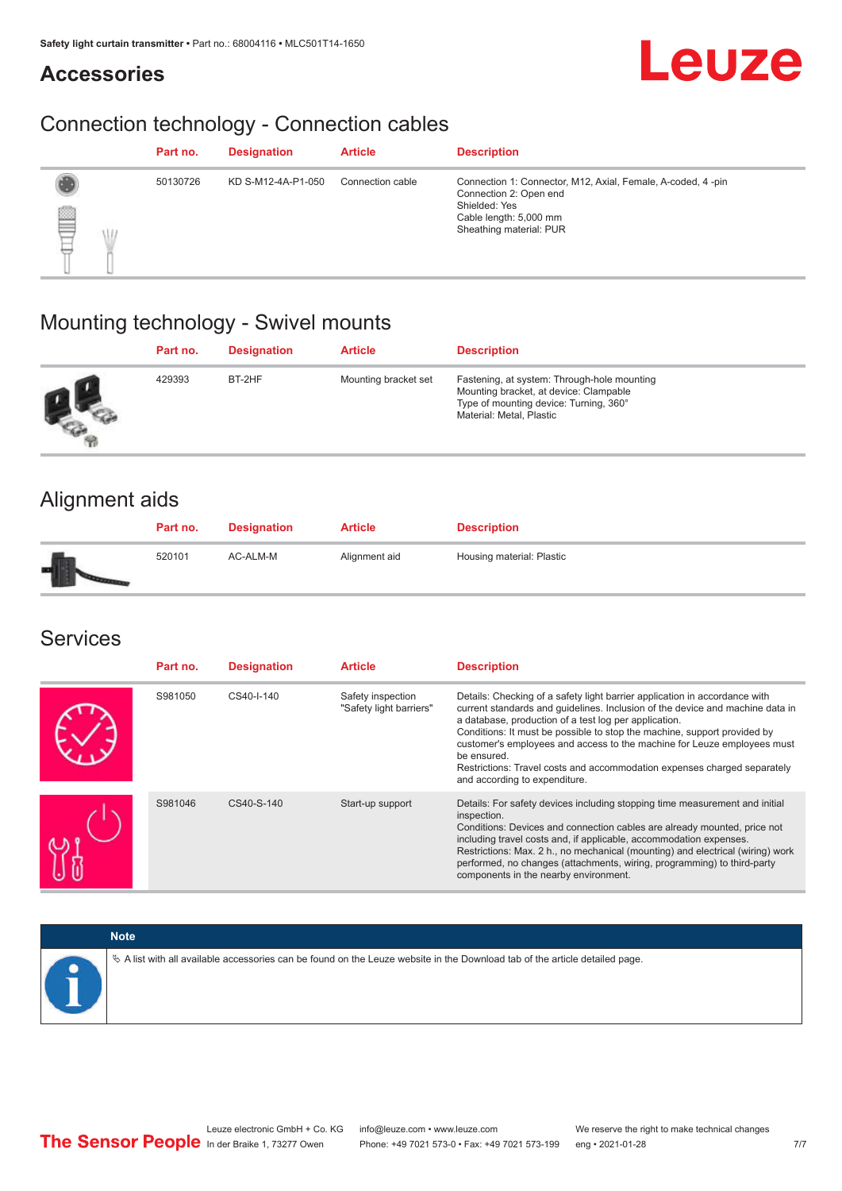## Accessories

### Connection technology - Connection cables

| | Part no. | Designation | Article | Description |
|---|---|---|---|---|
| | 50130726 | KD S-M12-4A-P1-050 | Connection cable | Connection 1: Connector, M12, Axial, Female, A-coded, 4 -pin<br>Connection 2: Open end<br>Shielded: Yes<br>Cable length: 5,000 mm<br>Sheathing material: PUR |

### Mounting technology - Swivel mounts

| | Part no. | Designation | Article | Description |
|---|---|---|---|---|
| | 429393 | BT-2HF | Mounting bracket set | Fastening, at system: Through-hole mounting<br>Mounting bracket, at device: Clampable<br>Type of mounting device: Turning, 360°<br>Material: Metal, Plastic |

### Alignment aids

| | Part no. | Designation | Article | Description |
|---|---|---|---|---|
| | 520101 | AC-ALM-M | Alignment aid | Housing material: Plastic |

### Services

| | Part no. | Designation | Article | Description |
|---|---|---|---|---|
| | S981050 | CS40-I-140 | Safety inspection "Safety light barriers" | Details: Checking of a safety light barrier application in accordance with current standards and guidelines. Inclusion of the device and machine data in a database, production of a test log per application.<br>Conditions: It must be possible to stop the machine, support provided by customer's employees and access to the machine for Leuze employees must be ensured.<br>Restrictions: Travel costs and accommodation expenses charged separately and according to expenditure. |
| | S981046 | CS40-S-140 | Start-up support | Details: For safety devices including stopping time measurement and initial inspection.<br>Conditions: Devices and connection cables are already mounted, price not including travel costs and, if applicable, accommodation expenses.<br>Restrictions: Max. 2 h., no mechanical (mounting) and electrical (wiring) work performed, no changes (attachments, wiring, programming) to third-party components in the nearby environment. |

**Note**

A list with all available accessories can be found on the Leuze website in the Download tab of the article detailed page.